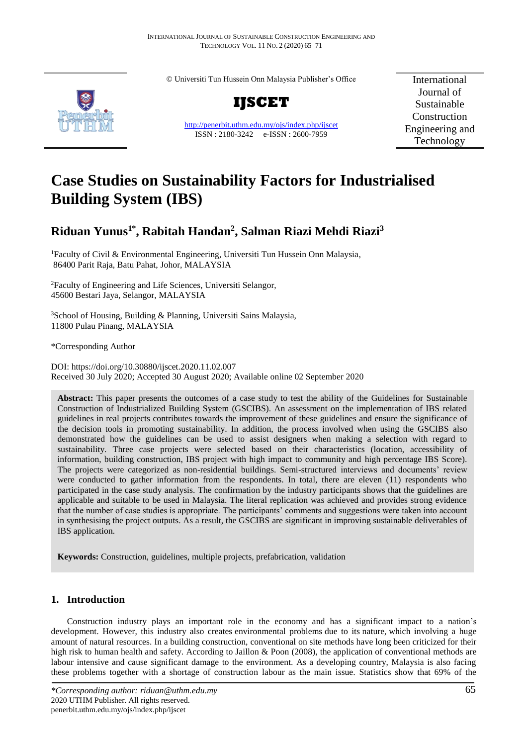© Universiti Tun Hussein Onn Malaysia Publisher's Office

**IJSCET**

http://penerbit.uthm.edu.my/ojs/index.php/ijscet
ISSN : 2180-3242 e-ISSN : 2600-7959

International Journal of Sustainable Construction Engineering and Technology

# Case Studies on Sustainability Factors for Industrialised Building System (IBS)

## Riduan Yunus[1*], Rabitah Handan[2], Salman Riazi Mehdi Riazi[3]

[1]Faculty of Civil & Environmental Engineering, Universiti Tun Hussein Onn Malaysia, 86400 Parit Raja, Batu Pahat, Johor, MALAYSIA

[2]Faculty of Engineering and Life Sciences, Universiti Selangor, 45600 Bestari Jaya, Selangor, MALAYSIA

[3]School of Housing, Building & Planning, Universiti Sains Malaysia, 11800 Pulau Pinang, MALAYSIA

*Corresponding Author

DOI: https://doi.org/10.30880/ijscet.2020.11.02.007
Received 30 July 2020; Accepted 30 August 2020; Available online 02 September 2020

**Abstract:** This paper presents the outcomes of a case study to test the ability of the Guidelines for Sustainable Construction of Industrialized Building System (GSCIBS). An assessment on the implementation of IBS related guidelines in real projects contributes towards the improvement of these guidelines and ensure the significance of the decision tools in promoting sustainability. In addition, the process involved when using the GSCIBS also demonstrated how the guidelines can be used to assist designers when making a selection with regard to sustainability. Three case projects were selected based on their characteristics (location, accessibility of information, building construction, IBS project with high impact to community and high percentage IBS Score). The projects were categorized as non-residential buildings. Semi-structured interviews and documents' review were conducted to gather information from the respondents. In total, there are eleven (11) respondents who participated in the case study analysis. The confirmation by the industry participants shows that the guidelines are applicable and suitable to be used in Malaysia. The literal replication was achieved and provides strong evidence that the number of case studies is appropriate. The participants' comments and suggestions were taken into account in synthesising the project outputs. As a result, the GSCIBS are significant in improving sustainable deliverables of IBS application.

**Keywords:** Construction, guidelines, multiple projects, prefabrication, validation

## 1. Introduction

Construction industry plays an important role in the economy and has a significant impact to a nation's development. However, this industry also creates environmental problems due to its nature, which involving a huge amount of natural resources. In a building construction, conventional on site methods have long been criticized for their high risk to human health and safety. According to Jaillon & Poon (2008), the application of conventional methods are labour intensive and cause significant damage to the environment. As a developing country, Malaysia is also facing these problems together with a shortage of construction labour as the main issue. Statistics show that 69% of the

*\*Corresponding author: riduan@uthm.edu.my*
2020 UTHM Publisher. All rights reserved.
penerbit.uthm.edu.my/ojs/index.php/ijscet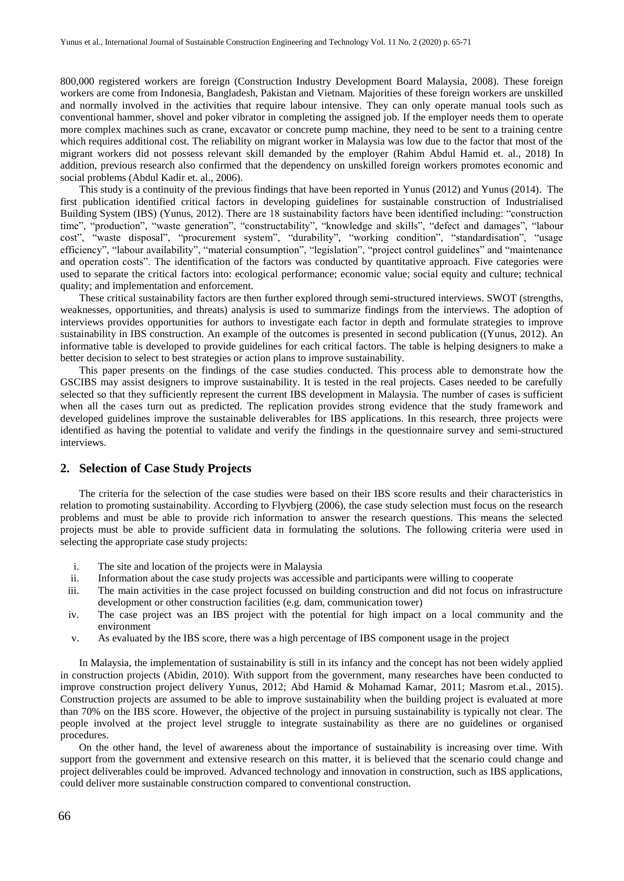800,000 registered workers are foreign (Construction Industry Development Board Malaysia, 2008). These foreign workers are come from Indonesia, Bangladesh, Pakistan and Vietnam. Majorities of these foreign workers are unskilled and normally involved in the activities that require labour intensive. They can only operate manual tools such as conventional hammer, shovel and poker vibrator in completing the assigned job. If the employer needs them to operate more complex machines such as crane, excavator or concrete pump machine, they need to be sent to a training centre which requires additional cost. The reliability on migrant worker in Malaysia was low due to the factor that most of the migrant workers did not possess relevant skill demanded by the employer (Rahim Abdul Hamid et. al., 2018) In addition, previous research also confirmed that the dependency on unskilled foreign workers promotes economic and social problems (Abdul Kadir et. al., 2006).

This study is a continuity of the previous findings that have been reported in Yunus (2012) and Yunus (2014). The first publication identified critical factors in developing guidelines for sustainable construction of Industrialised Building System (IBS) (Yunus, 2012). There are 18 sustainability factors have been identified including: "construction time", "production", "waste generation", "constructability", "knowledge and skills", "defect and damages", "labour cost", "waste disposal", "procurement system", "durability", "working condition", "standardisation", "usage efficiency", "labour availability", "material consumption", "legislation", "project control guidelines" and "maintenance and operation costs". The identification of the factors was conducted by quantitative approach. Five categories were used to separate the critical factors into: ecological performance; economic value; social equity and culture; technical quality; and implementation and enforcement.

These critical sustainability factors are then further explored through semi-structured interviews. SWOT (strengths, weaknesses, opportunities, and threats) analysis is used to summarize findings from the interviews. The adoption of interviews provides opportunities for authors to investigate each factor in depth and formulate strategies to improve sustainability in IBS construction. An example of the outcomes is presented in second publication ((Yunus, 2012). An informative table is developed to provide guidelines for each critical factors. The table is helping designers to make a better decision to select to best strategies or action plans to improve sustainability.

This paper presents on the findings of the case studies conducted. This process able to demonstrate how the GSCIBS may assist designers to improve sustainability. It is tested in the real projects. Cases needed to be carefully selected so that they sufficiently represent the current IBS development in Malaysia. The number of cases is sufficient when all the cases turn out as predicted. The replication provides strong evidence that the study framework and developed guidelines improve the sustainable deliverables for IBS applications. In this research, three projects were identified as having the potential to validate and verify the findings in the questionnaire survey and semi-structured interviews.

## 2. Selection of Case Study Projects

The criteria for the selection of the case studies were based on their IBS score results and their characteristics in relation to promoting sustainability. According to Flyvbjerg (2006), the case study selection must focus on the research problems and must be able to provide rich information to answer the research questions. This means the selected projects must be able to provide sufficient data in formulating the solutions. The following criteria were used in selecting the appropriate case study projects:

i. The site and location of the projects were in Malaysia
ii. Information about the case study projects was accessible and participants were willing to cooperate
iii. The main activities in the case project focussed on building construction and did not focus on infrastructure development or other construction facilities (e.g. dam, communication tower)
iv. The case project was an IBS project with the potential for high impact on a local community and the environment
v. As evaluated by the IBS score, there was a high percentage of IBS component usage in the project

In Malaysia, the implementation of sustainability is still in its infancy and the concept has not been widely applied in construction projects (Abidin, 2010). With support from the government, many researches have been conducted to improve construction project delivery Yunus, 2012; Abd Hamid & Mohamad Kamar, 2011; Masrom et.al., 2015). Construction projects are assumed to be able to improve sustainability when the building project is evaluated at more than 70% on the IBS score. However, the objective of the project in pursuing sustainability is typically not clear. The people involved at the project level struggle to integrate sustainability as there are no guidelines or organised procedures.

On the other hand, the level of awareness about the importance of sustainability is increasing over time. With support from the government and extensive research on this matter, it is believed that the scenario could change and project deliverables could be improved. Advanced technology and innovation in construction, such as IBS applications, could deliver more sustainable construction compared to conventional construction.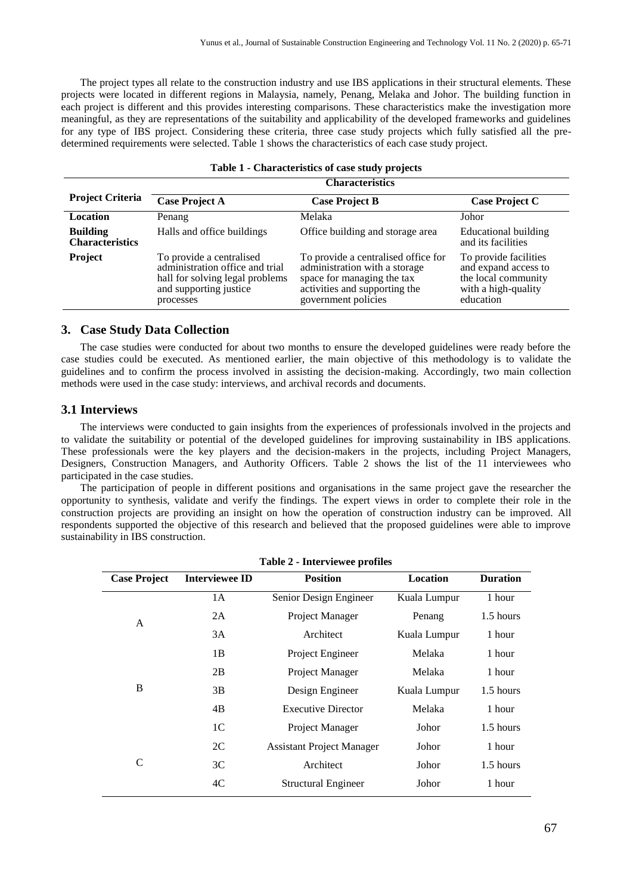The project types all relate to the construction industry and use IBS applications in their structural elements. These projects were located in different regions in Malaysia, namely, Penang, Melaka and Johor. The building function in each project is different and this provides interesting comparisons. These characteristics make the investigation more meaningful, as they are representations of the suitability and applicability of the developed frameworks and guidelines for any type of IBS project. Considering these criteria, three case study projects which fully satisfied all the pre-determined requirements were selected. Table 1 shows the characteristics of each case study project.

**Table 1 - Characteristics of case study projects**

| Project Criteria | Characteristics | | |
|---|---|---|---|
| | **Case Project A** | **Case Project B** | **Case Project C** |
| **Location** | Penang | Melaka | Johor |
| **Building Characteristics** | Halls and office buildings | Office building and storage area | Educational building and its facilities |
| **Project** | To provide a centralised administration office and trial hall for solving legal problems and supporting justice processes | To provide a centralised office for administration with a storage space for managing the tax activities and supporting the government policies | To provide facilities and expand access to the local community with a high-quality education |

## 3. Case Study Data Collection

The case studies were conducted for about two months to ensure the developed guidelines were ready before the case studies could be executed. As mentioned earlier, the main objective of this methodology is to validate the guidelines and to confirm the process involved in assisting the decision-making. Accordingly, two main collection methods were used in the case study: interviews, and archival records and documents.

### 3.1 Interviews

The interviews were conducted to gain insights from the experiences of professionals involved in the projects and to validate the suitability or potential of the developed guidelines for improving sustainability in IBS applications. These professionals were the key players and the decision-makers in the projects, including Project Managers, Designers, Construction Managers, and Authority Officers. Table 2 shows the list of the 11 interviewees who participated in the case studies.

The participation of people in different positions and organisations in the same project gave the researcher the opportunity to synthesis, validate and verify the findings. The expert views in order to complete their role in the construction projects are providing an insight on how the operation of construction industry can be improved. All respondents supported the objective of this research and believed that the proposed guidelines were able to improve sustainability in IBS construction.

**Table 2 - Interviewee profiles**

| Case Project | Interviewee ID | Position | Location | Duration |
|---|---|---|---|---|
| A | 1A | Senior Design Engineer | Kuala Lumpur | 1 hour |
| | 2A | Project Manager | Penang | 1.5 hours |
| | 3A | Architect | Kuala Lumpur | 1 hour |
| B | 1B | Project Engineer | Melaka | 1 hour |
| | 2B | Project Manager | Melaka | 1 hour |
| | 3B | Design Engineer | Kuala Lumpur | 1.5 hours |
| | 4B | Executive Director | Melaka | 1 hour |
| C | 1C | Project Manager | Johor | 1.5 hours |
| | 2C | Assistant Project Manager | Johor | 1 hour |
| | 3C | Architect | Johor | 1.5 hours |
| | 4C | Structural Engineer | Johor | 1 hour |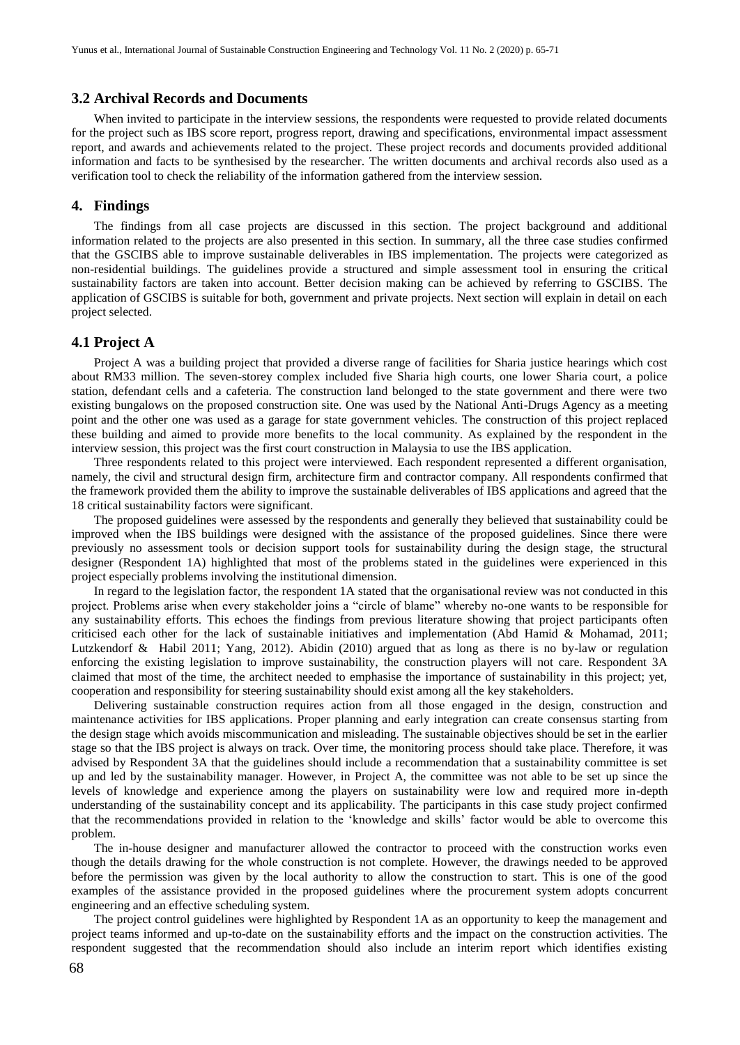### 3.2 Archival Records and Documents

When invited to participate in the interview sessions, the respondents were requested to provide related documents for the project such as IBS score report, progress report, drawing and specifications, environmental impact assessment report, and awards and achievements related to the project. These project records and documents provided additional information and facts to be synthesised by the researcher. The written documents and archival records also used as a verification tool to check the reliability of the information gathered from the interview session.

## 4. Findings

The findings from all case projects are discussed in this section. The project background and additional information related to the projects are also presented in this section. In summary, all the three case studies confirmed that the GSCIBS able to improve sustainable deliverables in IBS implementation. The projects were categorized as non-residential buildings. The guidelines provide a structured and simple assessment tool in ensuring the critical sustainability factors are taken into account. Better decision making can be achieved by referring to GSCIBS. The application of GSCIBS is suitable for both, government and private projects. Next section will explain in detail on each project selected.

### 4.1 Project A

Project A was a building project that provided a diverse range of facilities for Sharia justice hearings which cost about RM33 million. The seven-storey complex included five Sharia high courts, one lower Sharia court, a police station, defendant cells and a cafeteria. The construction land belonged to the state government and there were two existing bungalows on the proposed construction site. One was used by the National Anti-Drugs Agency as a meeting point and the other one was used as a garage for state government vehicles. The construction of this project replaced these building and aimed to provide more benefits to the local community. As explained by the respondent in the interview session, this project was the first court construction in Malaysia to use the IBS application.

Three respondents related to this project were interviewed. Each respondent represented a different organisation, namely, the civil and structural design firm, architecture firm and contractor company. All respondents confirmed that the framework provided them the ability to improve the sustainable deliverables of IBS applications and agreed that the 18 critical sustainability factors were significant.

The proposed guidelines were assessed by the respondents and generally they believed that sustainability could be improved when the IBS buildings were designed with the assistance of the proposed guidelines. Since there were previously no assessment tools or decision support tools for sustainability during the design stage, the structural designer (Respondent 1A) highlighted that most of the problems stated in the guidelines were experienced in this project especially problems involving the institutional dimension.

In regard to the legislation factor, the respondent 1A stated that the organisational review was not conducted in this project. Problems arise when every stakeholder joins a "circle of blame" whereby no-one wants to be responsible for any sustainability efforts. This echoes the findings from previous literature showing that project participants often criticised each other for the lack of sustainable initiatives and implementation (Abd Hamid & Mohamad, 2011; Lutzkendorf & Habil 2011; Yang, 2012). Abidin (2010) argued that as long as there is no by-law or regulation enforcing the existing legislation to improve sustainability, the construction players will not care. Respondent 3A claimed that most of the time, the architect needed to emphasise the importance of sustainability in this project; yet, cooperation and responsibility for steering sustainability should exist among all the key stakeholders.

Delivering sustainable construction requires action from all those engaged in the design, construction and maintenance activities for IBS applications. Proper planning and early integration can create consensus starting from the design stage which avoids miscommunication and misleading. The sustainable objectives should be set in the earlier stage so that the IBS project is always on track. Over time, the monitoring process should take place. Therefore, it was advised by Respondent 3A that the guidelines should include a recommendation that a sustainability committee is set up and led by the sustainability manager. However, in Project A, the committee was not able to be set up since the levels of knowledge and experience among the players on sustainability were low and required more in-depth understanding of the sustainability concept and its applicability. The participants in this case study project confirmed that the recommendations provided in relation to the 'knowledge and skills' factor would be able to overcome this problem.

The in-house designer and manufacturer allowed the contractor to proceed with the construction works even though the details drawing for the whole construction is not complete. However, the drawings needed to be approved before the permission was given by the local authority to allow the construction to start. This is one of the good examples of the assistance provided in the proposed guidelines where the procurement system adopts concurrent engineering and an effective scheduling system.

The project control guidelines were highlighted by Respondent 1A as an opportunity to keep the management and project teams informed and up-to-date on the sustainability efforts and the impact on the construction activities. The respondent suggested that the recommendation should also include an interim report which identifies existing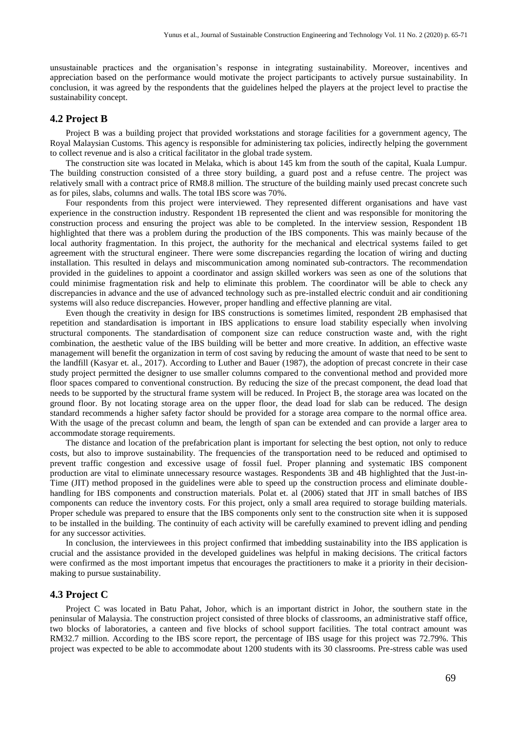unsustainable practices and the organisation's response in integrating sustainability. Moreover, incentives and appreciation based on the performance would motivate the project participants to actively pursue sustainability. In conclusion, it was agreed by the respondents that the guidelines helped the players at the project level to practise the sustainability concept.

### 4.2 Project B

Project B was a building project that provided workstations and storage facilities for a government agency, The Royal Malaysian Customs. This agency is responsible for administering tax policies, indirectly helping the government to collect revenue and is also a critical facilitator in the global trade system.

The construction site was located in Melaka, which is about 145 km from the south of the capital, Kuala Lumpur. The building construction consisted of a three story building, a guard post and a refuse centre. The project was relatively small with a contract price of RM8.8 million. The structure of the building mainly used precast concrete such as for piles, slabs, columns and walls. The total IBS score was 70%.

Four respondents from this project were interviewed. They represented different organisations and have vast experience in the construction industry. Respondent 1B represented the client and was responsible for monitoring the construction process and ensuring the project was able to be completed. In the interview session, Respondent 1B highlighted that there was a problem during the production of the IBS components. This was mainly because of the local authority fragmentation. In this project, the authority for the mechanical and electrical systems failed to get agreement with the structural engineer. There were some discrepancies regarding the location of wiring and ducting installation. This resulted in delays and miscommunication among nominated sub-contractors. The recommendation provided in the guidelines to appoint a coordinator and assign skilled workers was seen as one of the solutions that could minimise fragmentation risk and help to eliminate this problem. The coordinator will be able to check any discrepancies in advance and the use of advanced technology such as pre-installed electric conduit and air conditioning systems will also reduce discrepancies. However, proper handling and effective planning are vital.

Even though the creativity in design for IBS constructions is sometimes limited, respondent 2B emphasised that repetition and standardisation is important in IBS applications to ensure load stability especially when involving structural components. The standardisation of component size can reduce construction waste and, with the right combination, the aesthetic value of the IBS building will be better and more creative. In addition, an effective waste management will benefit the organization in term of cost saving by reducing the amount of waste that need to be sent to the landfill (Kasyar et. al., 2017). According to Luther and Bauer (1987), the adoption of precast concrete in their case study project permitted the designer to use smaller columns compared to the conventional method and provided more floor spaces compared to conventional construction. By reducing the size of the precast component, the dead load that needs to be supported by the structural frame system will be reduced. In Project B, the storage area was located on the ground floor. By not locating storage area on the upper floor, the dead load for slab can be reduced. The design standard recommends a higher safety factor should be provided for a storage area compare to the normal office area. With the usage of the precast column and beam, the length of span can be extended and can provide a larger area to accommodate storage requirements.

The distance and location of the prefabrication plant is important for selecting the best option, not only to reduce costs, but also to improve sustainability. The frequencies of the transportation need to be reduced and optimised to prevent traffic congestion and excessive usage of fossil fuel. Proper planning and systematic IBS component production are vital to eliminate unnecessary resource wastages. Respondents 3B and 4B highlighted that the Just-in-Time (JIT) method proposed in the guidelines were able to speed up the construction process and eliminate double-handling for IBS components and construction materials. Polat et. al (2006) stated that JIT in small batches of IBS components can reduce the inventory costs. For this project, only a small area required to storage building materials. Proper schedule was prepared to ensure that the IBS components only sent to the construction site when it is supposed to be installed in the building. The continuity of each activity will be carefully examined to prevent idling and pending for any successor activities.

In conclusion, the interviewees in this project confirmed that imbedding sustainability into the IBS application is crucial and the assistance provided in the developed guidelines was helpful in making decisions. The critical factors were confirmed as the most important impetus that encourages the practitioners to make it a priority in their decision-making to pursue sustainability.

### 4.3 Project C

Project C was located in Batu Pahat, Johor, which is an important district in Johor, the southern state in the peninsular of Malaysia. The construction project consisted of three blocks of classrooms, an administrative staff office, two blocks of laboratories, a canteen and five blocks of school support facilities. The total contract amount was RM32.7 million. According to the IBS score report, the percentage of IBS usage for this project was 72.79%. This project was expected to be able to accommodate about 1200 students with its 30 classrooms. Pre-stress cable was used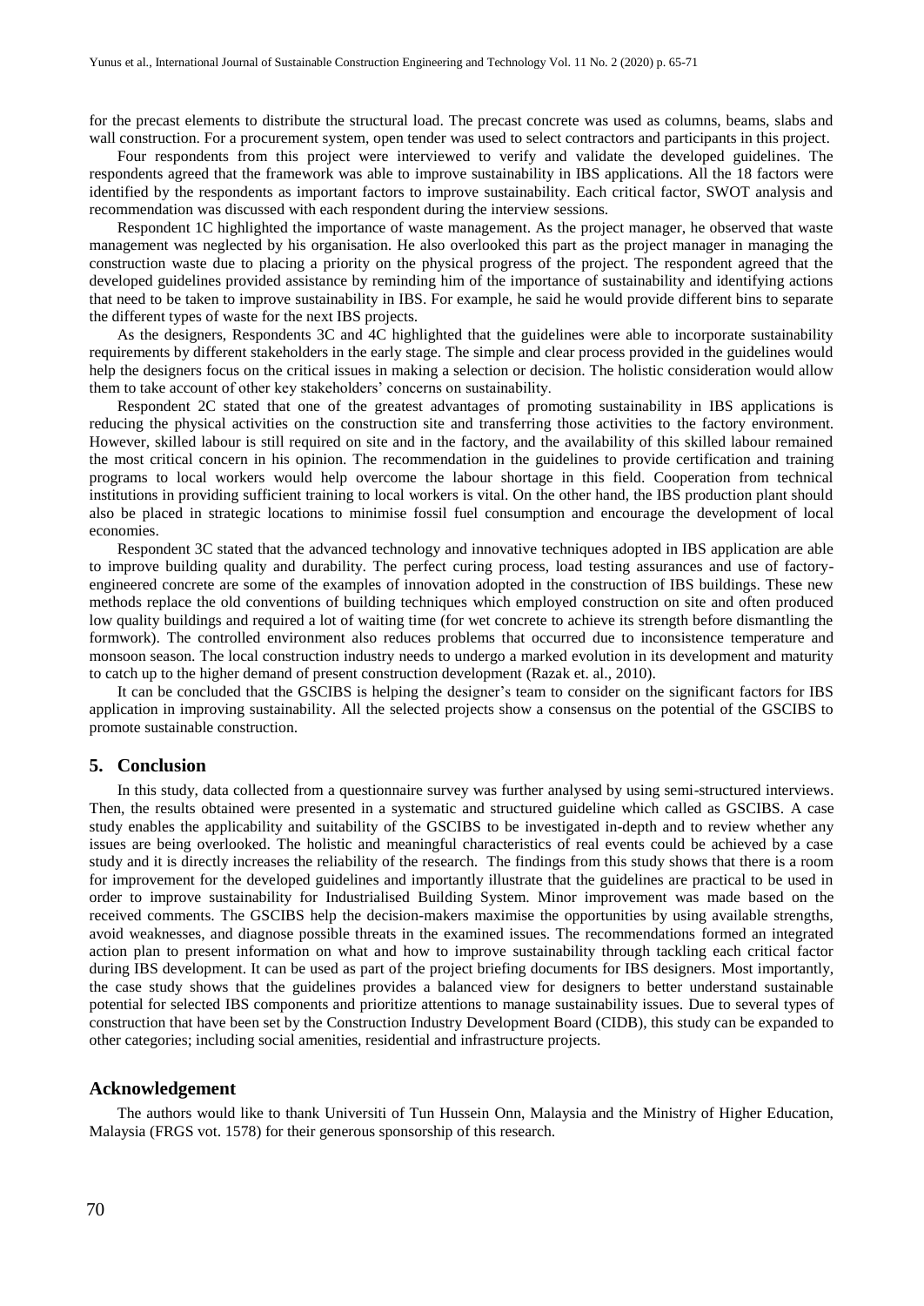for the precast elements to distribute the structural load. The precast concrete was used as columns, beams, slabs and wall construction. For a procurement system, open tender was used to select contractors and participants in this project.

Four respondents from this project were interviewed to verify and validate the developed guidelines. The respondents agreed that the framework was able to improve sustainability in IBS applications. All the 18 factors were identified by the respondents as important factors to improve sustainability. Each critical factor, SWOT analysis and recommendation was discussed with each respondent during the interview sessions.

Respondent 1C highlighted the importance of waste management. As the project manager, he observed that waste management was neglected by his organisation. He also overlooked this part as the project manager in managing the construction waste due to placing a priority on the physical progress of the project. The respondent agreed that the developed guidelines provided assistance by reminding him of the importance of sustainability and identifying actions that need to be taken to improve sustainability in IBS. For example, he said he would provide different bins to separate the different types of waste for the next IBS projects.

As the designers, Respondents 3C and 4C highlighted that the guidelines were able to incorporate sustainability requirements by different stakeholders in the early stage. The simple and clear process provided in the guidelines would help the designers focus on the critical issues in making a selection or decision. The holistic consideration would allow them to take account of other key stakeholders' concerns on sustainability.

Respondent 2C stated that one of the greatest advantages of promoting sustainability in IBS applications is reducing the physical activities on the construction site and transferring those activities to the factory environment. However, skilled labour is still required on site and in the factory, and the availability of this skilled labour remained the most critical concern in his opinion. The recommendation in the guidelines to provide certification and training programs to local workers would help overcome the labour shortage in this field. Cooperation from technical institutions in providing sufficient training to local workers is vital. On the other hand, the IBS production plant should also be placed in strategic locations to minimise fossil fuel consumption and encourage the development of local economies.

Respondent 3C stated that the advanced technology and innovative techniques adopted in IBS application are able to improve building quality and durability. The perfect curing process, load testing assurances and use of factory-engineered concrete are some of the examples of innovation adopted in the construction of IBS buildings. These new methods replace the old conventions of building techniques which employed construction on site and often produced low quality buildings and required a lot of waiting time (for wet concrete to achieve its strength before dismantling the formwork). The controlled environment also reduces problems that occurred due to inconsistence temperature and monsoon season. The local construction industry needs to undergo a marked evolution in its development and maturity to catch up to the higher demand of present construction development (Razak et. al., 2010).

It can be concluded that the GSCIBS is helping the designer's team to consider on the significant factors for IBS application in improving sustainability. All the selected projects show a consensus on the potential of the GSCIBS to promote sustainable construction.

## 5. Conclusion

In this study, data collected from a questionnaire survey was further analysed by using semi-structured interviews. Then, the results obtained were presented in a systematic and structured guideline which called as GSCIBS. A case study enables the applicability and suitability of the GSCIBS to be investigated in-depth and to review whether any issues are being overlooked. The holistic and meaningful characteristics of real events could be achieved by a case study and it is directly increases the reliability of the research. The findings from this study shows that there is a room for improvement for the developed guidelines and importantly illustrate that the guidelines are practical to be used in order to improve sustainability for Industrialised Building System. Minor improvement was made based on the received comments. The GSCIBS help the decision-makers maximise the opportunities by using available strengths, avoid weaknesses, and diagnose possible threats in the examined issues. The recommendations formed an integrated action plan to present information on what and how to improve sustainability through tackling each critical factor during IBS development. It can be used as part of the project briefing documents for IBS designers. Most importantly, the case study shows that the guidelines provides a balanced view for designers to better understand sustainable potential for selected IBS components and prioritize attentions to manage sustainability issues. Due to several types of construction that have been set by the Construction Industry Development Board (CIDB), this study can be expanded to other categories; including social amenities, residential and infrastructure projects.

## Acknowledgement

The authors would like to thank Universiti of Tun Hussein Onn, Malaysia and the Ministry of Higher Education, Malaysia (FRGS vot. 1578) for their generous sponsorship of this research.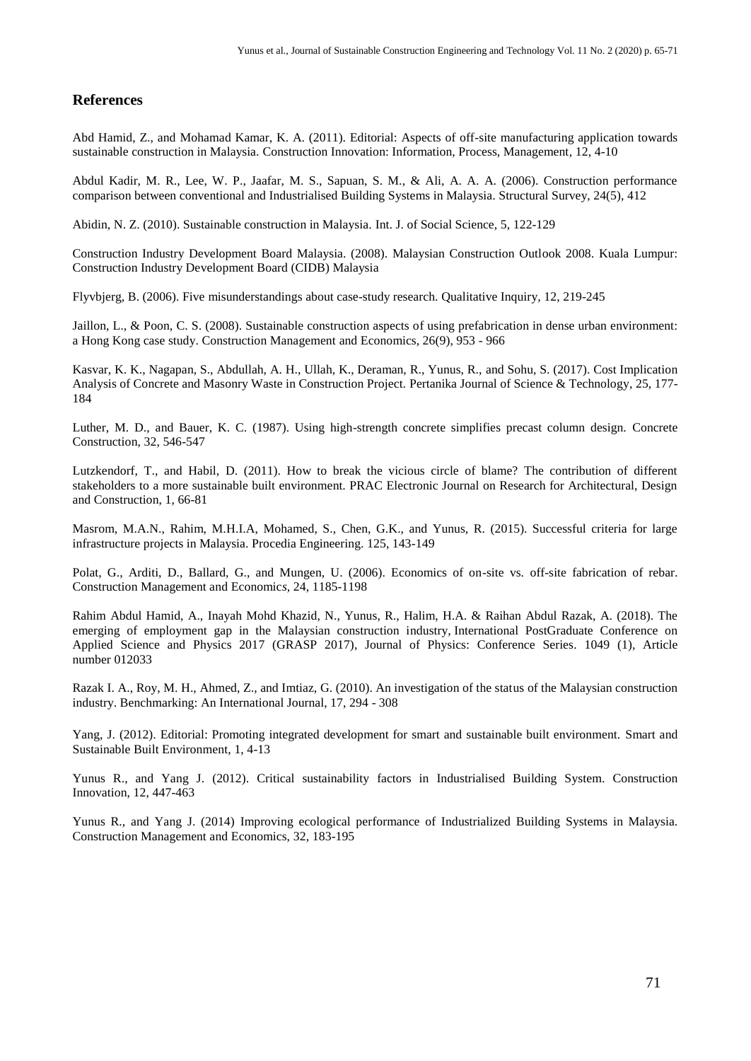## References

Abd Hamid, Z., and Mohamad Kamar, K. A. (2011). Editorial: Aspects of off-site manufacturing application towards sustainable construction in Malaysia. Construction Innovation: Information, Process, Management, 12, 4-10

Abdul Kadir, M. R., Lee, W. P., Jaafar, M. S., Sapuan, S. M., & Ali, A. A. A. (2006). Construction performance comparison between conventional and Industrialised Building Systems in Malaysia. Structural Survey, 24(5), 412

Abidin, N. Z. (2010). Sustainable construction in Malaysia. Int. J. of Social Science, 5, 122-129

Construction Industry Development Board Malaysia. (2008). Malaysian Construction Outlook 2008. Kuala Lumpur: Construction Industry Development Board (CIDB) Malaysia

Flyvbjerg, B. (2006). Five misunderstandings about case-study research. Qualitative Inquiry, 12, 219-245

Jaillon, L., & Poon, C. S. (2008). Sustainable construction aspects of using prefabrication in dense urban environment: a Hong Kong case study. Construction Management and Economics, 26(9), 953 - 966

Kasvar, K. K., Nagapan, S., Abdullah, A. H., Ullah, K., Deraman, R., Yunus, R., and Sohu, S. (2017). Cost Implication Analysis of Concrete and Masonry Waste in Construction Project. Pertanika Journal of Science & Technology, 25, 177-184

Luther, M. D., and Bauer, K. C. (1987). Using high-strength concrete simplifies precast column design. Concrete Construction, 32, 546-547

Lutzkendorf, T., and Habil, D. (2011). How to break the vicious circle of blame? The contribution of different stakeholders to a more sustainable built environment. PRAC Electronic Journal on Research for Architectural, Design and Construction, 1, 66-81

Masrom, M.A.N., Rahim, M.H.I.A, Mohamed, S., Chen, G.K., and Yunus, R. (2015). Successful criteria for large infrastructure projects in Malaysia. Procedia Engineering. 125, 143-149

Polat, G., Arditi, D., Ballard, G., and Mungen, U. (2006). Economics of on-site vs. off-site fabrication of rebar. Construction Management and Economics, 24, 1185-1198

Rahim Abdul Hamid, A., Inayah Mohd Khazid, N., Yunus, R., Halim, H.A. & Raihan Abdul Razak, A. (2018). The emerging of employment gap in the Malaysian construction industry, International PostGraduate Conference on Applied Science and Physics 2017 (GRASP 2017), Journal of Physics: Conference Series. 1049 (1), Article number 012033

Razak I. A., Roy, M. H., Ahmed, Z., and Imtiaz, G. (2010). An investigation of the status of the Malaysian construction industry. Benchmarking: An International Journal, 17, 294 - 308

Yang, J. (2012). Editorial: Promoting integrated development for smart and sustainable built environment. Smart and Sustainable Built Environment, 1, 4-13

Yunus R., and Yang J. (2012). Critical sustainability factors in Industrialised Building System. Construction Innovation, 12, 447-463

Yunus R., and Yang J. (2014) Improving ecological performance of Industrialized Building Systems in Malaysia. Construction Management and Economics, 32, 183-195